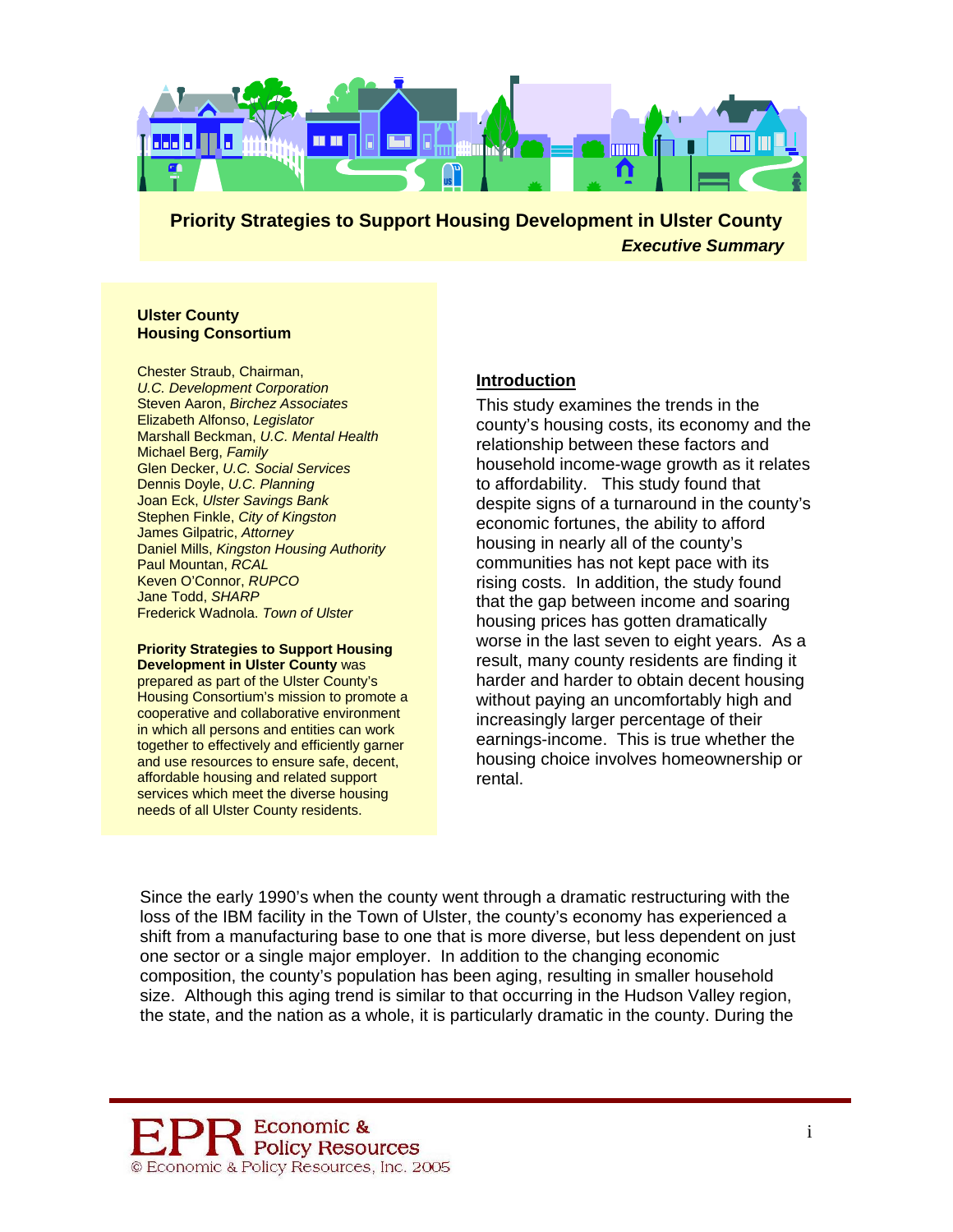# Priority Strategies to Support Housing Development in Ulster County

***Executive Summary***

**Ulster County Housing Consortium**

Chester Straub, Chairman, *U.C. Development Corporation*
Steven Aaron, *Birchez Associates*
Elizabeth Alfonso, *Legislator*
Marshall Beckman, *U.C. Mental Health*
Michael Berg, *Family*
Glen Decker, *U.C. Social Services*
Dennis Doyle, *U.C. Planning*
Joan Eck, *Ulster Savings Bank*
Stephen Finkle, *City of Kingston*
James Gilpatric, *Attorney*
Daniel Mills, *Kingston Housing Authority*
Paul Mountan, *RCAL*
Keven O'Connor, *RUPCO*
Jane Todd, *SHARP*
Frederick Wadnola. *Town of Ulster*

**Priority Strategies to Support Housing Development in Ulster County** was prepared as part of the Ulster County's Housing Consortium's mission to promote a cooperative and collaborative environment in which all persons and entities can work together to effectively and efficiently garner and use resources to ensure safe, decent, affordable housing and related support services which meet the diverse housing needs of all Ulster County residents.

## Introduction

This study examines the trends in the county's housing costs, its economy and the relationship between these factors and household income-wage growth as it relates to affordability. This study found that despite signs of a turnaround in the county's economic fortunes, the ability to afford housing in nearly all of the county's communities has not kept pace with its rising costs. In addition, the study found that the gap between income and soaring housing prices has gotten dramatically worse in the last seven to eight years. As a result, many county residents are finding it harder and harder to obtain decent housing without paying an uncomfortably high and increasingly larger percentage of their earnings-income. This is true whether the housing choice involves homeownership or rental.

Since the early 1990's when the county went through a dramatic restructuring with the loss of the IBM facility in the Town of Ulster, the county's economy has experienced a shift from a manufacturing base to one that is more diverse, but less dependent on just one sector or a single major employer. In addition to the changing economic composition, the county's population has been aging, resulting in smaller household size. Although this aging trend is similar to that occurring in the Hudson Valley region, the state, and the nation as a whole, it is particularly dramatic in the county. During the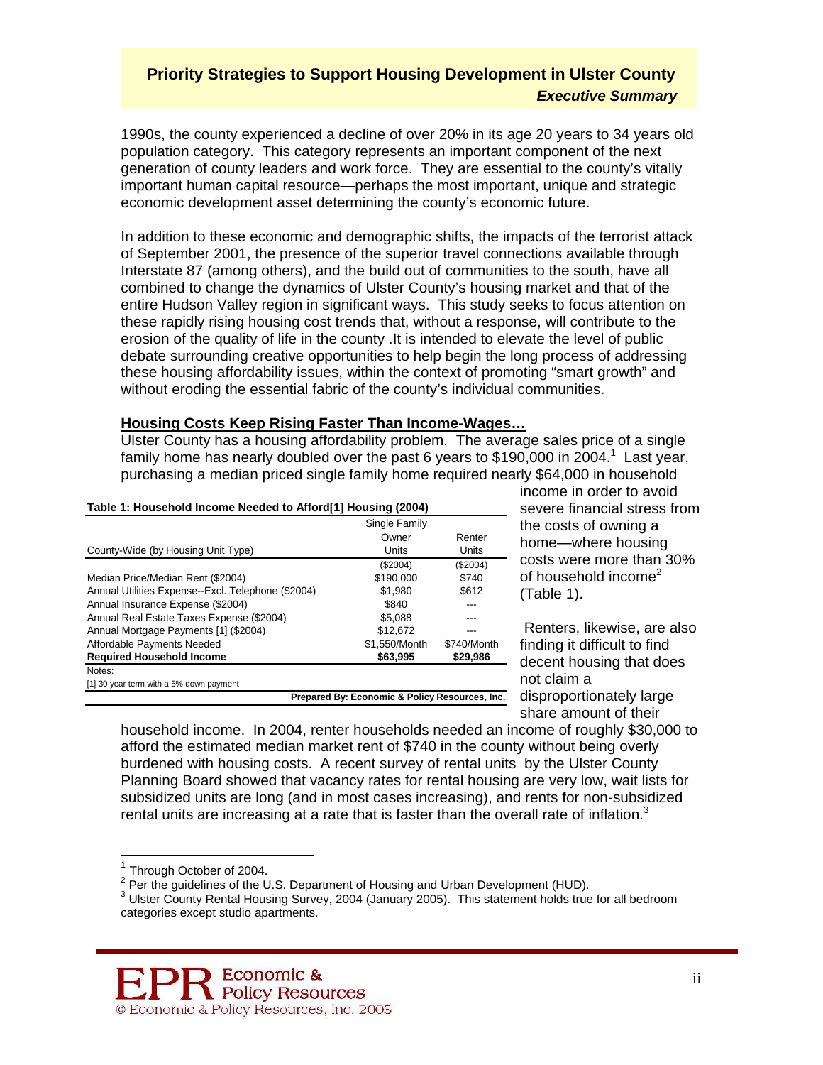1990s, the county experienced a decline of over 20% in its age 20 years to 34 years old population category. This category represents an important component of the next generation of county leaders and work force. They are essential to the county's vitally important human capital resource—perhaps the most important, unique and strategic economic development asset determining the county's economic future.

In addition to these economic and demographic shifts, the impacts of the terrorist attack of September 2001, the presence of the superior travel connections available through Interstate 87 (among others), and the build out of communities to the south, have all combined to change the dynamics of Ulster County's housing market and that of the entire Hudson Valley region in significant ways. This study seeks to focus attention on these rapidly rising housing cost trends that, without a response, will contribute to the erosion of the quality of life in the county .It is intended to elevate the level of public debate surrounding creative opportunities to help begin the long process of addressing these housing affordability issues, within the context of promoting "smart growth" and without eroding the essential fabric of the county's individual communities.

**Housing Costs Keep Rising Faster Than Income-Wages…**

Ulster County has a housing affordability problem. The average sales price of a single family home has nearly doubled over the past 6 years to $190,000 in 2004.[1] Last year, purchasing a median priced single family home required nearly $64,000 in household income in order to avoid severe financial stress from the costs of owning a home—where housing costs were more than 30% of household income[2] (Table 1).

**Table 1: Household Income Needed to Afford[1] Housing (2004)**

| County-Wide (by Housing Unit Type) | Single Family Owner Units | Renter Units |
|---|---|---|
| | ($2004) | ($2004) |
| Median Price/Median Rent ($2004) | $190,000 | $740 |
| Annual Utilities Expense--Excl. Telephone ($2004) | $1,980 | $612 |
| Annual Insurance Expense ($2004) | $840 | --- |
| Annual Real Estate Taxes Expense ($2004) | $5,088 | --- |
| Annual Mortgage Payments [1] ($2004) | $12,672 | --- |
| Affordable Payments Needed | $1,550/Month | $740/Month |
| **Required Household Income** | **$63,995** | **$29,986** |

Notes:
[1] 30 year term with a 5% down payment

**Prepared By: Economic & Policy Resources, Inc.**

Renters, likewise, are also finding it difficult to find decent housing that does not claim a disproportionately large share amount of their household income. In 2004, renter households needed an income of roughly $30,000 to afford the estimated median market rent of $740 in the county without being overly burdened with housing costs. A recent survey of rental units by the Ulster County Planning Board showed that vacancy rates for rental housing are very low, wait lists for subsidized units are long (and in most cases increasing), and rents for non-subsidized rental units are increasing at a rate that is faster than the overall rate of inflation.[3]

---

[1] Through October of 2004.
[2] Per the guidelines of the U.S. Department of Housing and Urban Development (HUD).
[3] Ulster County Rental Housing Survey, 2004 (January 2005). This statement holds true for all bedroom categories except studio apartments.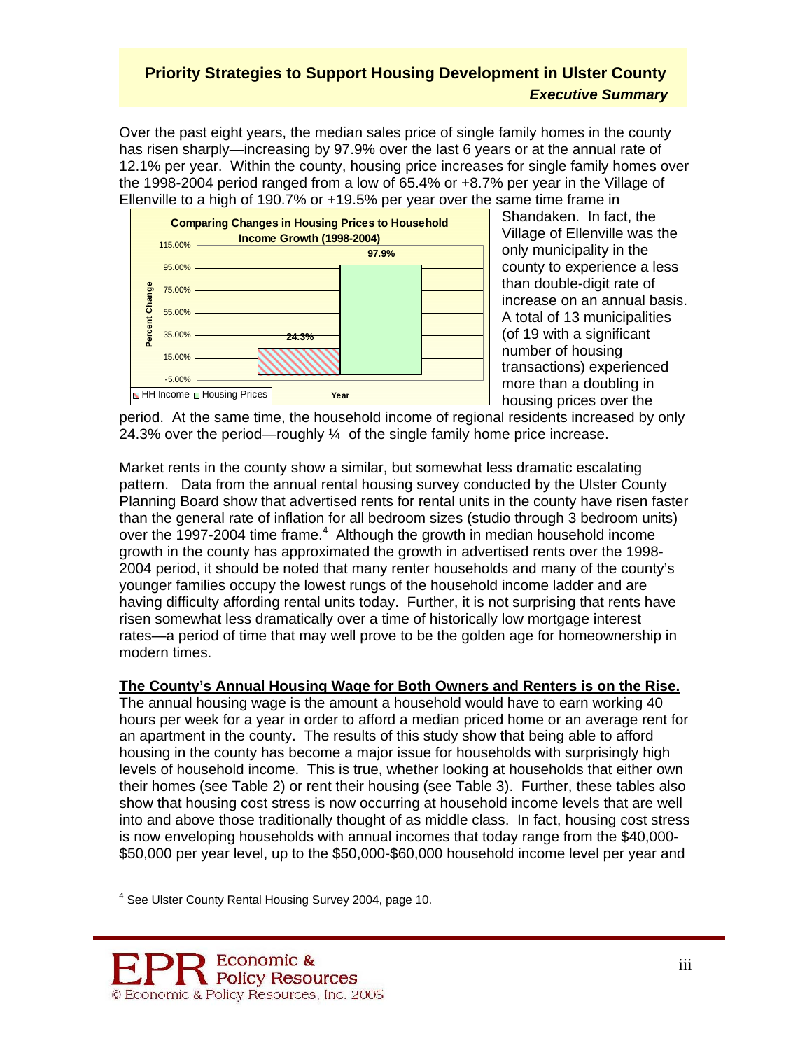Over the past eight years, the median sales price of single family homes in the county has risen sharply—increasing by 97.9% over the last 6 years or at the annual rate of 12.1% per year. Within the county, housing price increases for single family homes over the 1998-2004 period ranged from a low of 65.4% or +8.7% per year in the Village of Ellenville to a high of 190.7% or +19.5% per year over the same time frame in Shandaken. In fact, the Village of Ellenville was the only municipality in the county to experience a less than double-digit rate of increase on an annual basis. A total of 13 municipalities (of 19 with a significant number of housing transactions) experienced more than a doubling in housing prices over the period. At the same time, the household income of regional residents increased by only 24.3% over the period—roughly ¼ of the single family home price increase.

**Comparing Changes in Housing Prices to Household Income Growth (1998-2004)**

| | Percent Change |
|---|---|
| HH Income | 24.3% |
| Housing Prices | 97.9% |

Market rents in the county show a similar, but somewhat less dramatic escalating pattern. Data from the annual rental housing survey conducted by the Ulster County Planning Board show that advertised rents for rental units in the county have risen faster than the general rate of inflation for all bedroom sizes (studio through 3 bedroom units) over the 1997-2004 time frame.[4] Although the growth in median household income growth in the county has approximated the growth in advertised rents over the 1998-2004 period, it should be noted that many renter households and many of the county's younger families occupy the lowest rungs of the household income ladder and are having difficulty affording rental units today. Further, it is not surprising that rents have risen somewhat less dramatically over a time of historically low mortgage interest rates—a period of time that may well prove to be the golden age for homeownership in modern times.

**The County's Annual Housing Wage for Both Owners and Renters is on the Rise.**

The annual housing wage is the amount a household would have to earn working 40 hours per week for a year in order to afford a median priced home or an average rent for an apartment in the county. The results of this study show that being able to afford housing in the county has become a major issue for households with surprisingly high levels of household income. This is true, whether looking at households that either own their homes (see Table 2) or rent their housing (see Table 3). Further, these tables also show that housing cost stress is now occurring at household income levels that are well into and above those traditionally thought of as middle class. In fact, housing cost stress is now enveloping households with annual incomes that today range from the $40,000-$50,000 per year level, up to the $50,000-$60,000 household income level per year and

[4] See Ulster County Rental Housing Survey 2004, page 10.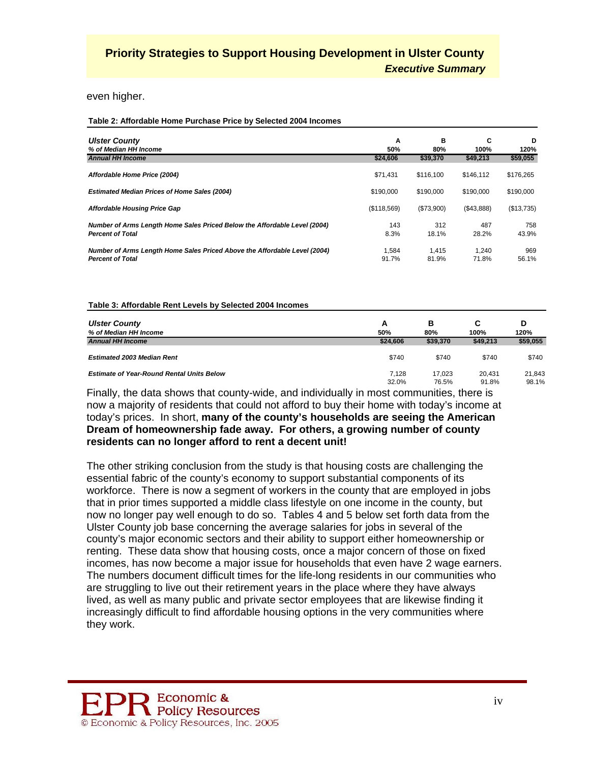even higher.

**Table 2: Affordable Home Purchase Price by Selected 2004 Incomes**

| ***Ulster County*** | **A** | **B** | **C** | **D** |
|---|---|---|---|---|
| ***% of Median HH Income*** | **50%** | **80%** | **100%** | **120%** |
| ***Annual HH Income*** | **$24,606** | **$39,370** | **$49,213** | **$59,055** |
| ***Affordable Home Price (2004)*** | $71,431 | $116,100 | $146,112 | $176,265 |
| ***Estimated Median Prices of Home Sales (2004)*** | $190,000 | $190,000 | $190,000 | $190,000 |
| ***Affordable Housing Price Gap*** | ($118,569) | ($73,900) | ($43,888) | ($13,735) |
| ***Number of Arms Length Home Sales Priced Below the Affordable Level (2004)*** | 143 | 312 | 487 | 758 |
| ***Percent of Total*** | 8.3% | 18.1% | 28.2% | 43.9% |
| ***Number of Arms Length Home Sales Priced Above the Affordable Level (2004)*** | 1,584 | 1,415 | 1,240 | 969 |
| ***Percent of Total*** | 91.7% | 81.9% | 71.8% | 56.1% |

**Table 3: Affordable Rent Levels by Selected 2004 Incomes**

| ***Ulster County*** | **A** | **B** | **C** | **D** |
|---|---|---|---|---|
| ***% of Median HH Income*** | **50%** | **80%** | **100%** | **120%** |
| ***Annual HH Income*** | **$24,606** | **$39,370** | **$49,213** | **$59,055** |
| ***Estimated 2003 Median Rent*** | $740 | $740 | $740 | $740 |
| ***Estimate of Year-Round Rental Units Below*** | 7,128 | 17,023 | 20,431 | 21,843 |
| | 32.0% | 76.5% | 91.8% | 98.1% |

Finally, the data shows that county-wide, and individually in most communities, there is now a majority of residents that could not afford to buy their home with today's income at today's prices. In short, **many of the county's households are seeing the American Dream of homeownership fade away. For others, a growing number of county residents can no longer afford to rent a decent unit!**

The other striking conclusion from the study is that housing costs are challenging the essential fabric of the county's economy to support substantial components of its workforce. There is now a segment of workers in the county that are employed in jobs that in prior times supported a middle class lifestyle on one income in the county, but now no longer pay well enough to do so. Tables 4 and 5 below set forth data from the Ulster County job base concerning the average salaries for jobs in several of the county's major economic sectors and their ability to support either homeownership or renting. These data show that housing costs, once a major concern of those on fixed incomes, has now become a major issue for households that even have 2 wage earners. The numbers document difficult times for the life-long residents in our communities who are struggling to live out their retirement years in the place where they have always lived, as well as many public and private sector employees that are likewise finding it increasingly difficult to find affordable housing options in the very communities where they work.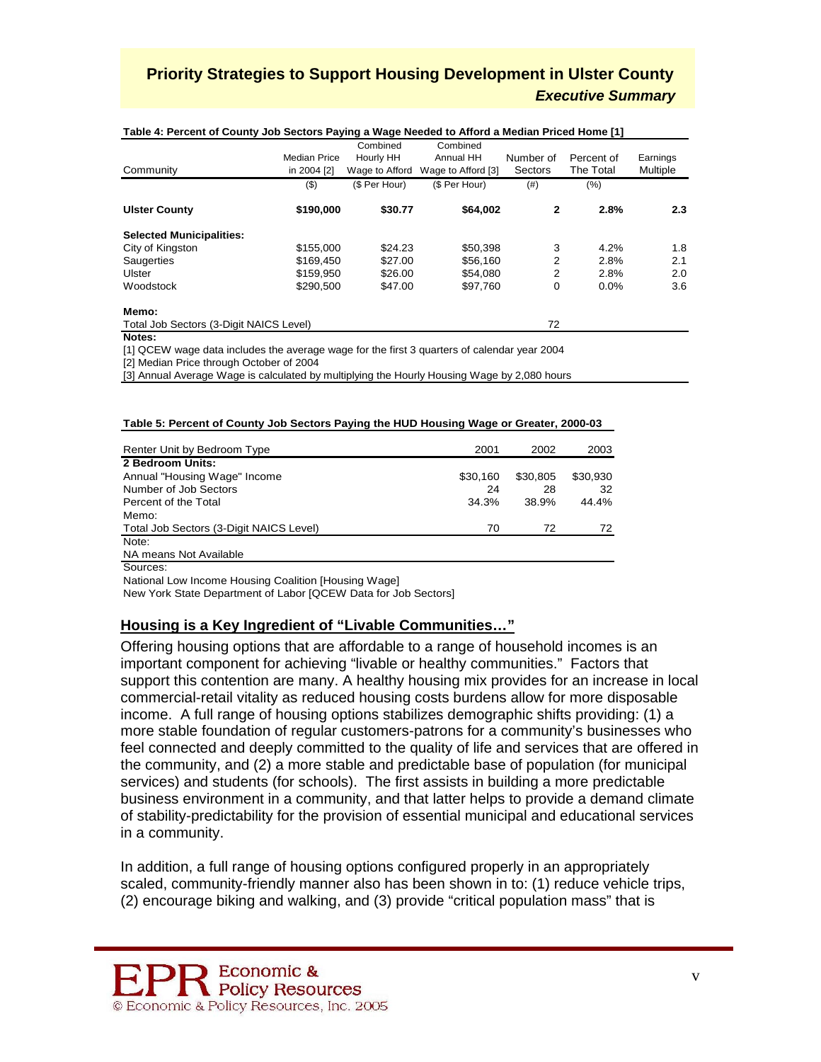**Table 4: Percent of County Job Sectors Paying a Wage Needed to Afford a Median Priced Home [1]**

| Community | Median Price in 2004 [2] | Combined Hourly HH Wage to Afford | Combined Annual HH Wage to Afford [3] | Number of Sectors | Percent of The Total | Earnings Multiple |
|---|---|---|---|---|---|---|
| | ($) | ($ Per Hour) | ($ Per Hour) | (#) | (%) | |
| **Ulster County** | **$190,000** | **$30.77** | **$64,002** | **2** | **2.8%** | **2.3** |
| **Selected Municipalities:** | | | | | | |
| City of Kingston | $155,000 | $24.23 | $50,398 | 3 | 4.2% | 1.8 |
| Saugerties | $169,450 | $27.00 | $56,160 | 2 | 2.8% | 2.1 |
| Ulster | $159,950 | $26.00 | $54,080 | 2 | 2.8% | 2.0 |
| Woodstock | $290,500 | $47.00 | $97,760 | 0 | 0.0% | 3.6 |
| **Memo:** | | | | | | |
| Total Job Sectors (3-Digit NAICS Level) | | | | 72 | | |

**Notes:**

[1] QCEW wage data includes the average wage for the first 3 quarters of calendar year 2004

[2] Median Price through October of 2004

[3] Annual Average Wage is calculated by multiplying the Hourly Housing Wage by 2,080 hours

**Table 5: Percent of County Job Sectors Paying the HUD Housing Wage or Greater, 2000-03**

| Renter Unit by Bedroom Type | 2001 | 2002 | 2003 |
|---|---|---|---|
| **2 Bedroom Units:** | | | |
| Annual "Housing Wage" Income | $30,160 | $30,805 | $30,930 |
| Number of Job Sectors | 24 | 28 | 32 |
| Percent of the Total | 34.3% | 38.9% | 44.4% |
| Memo: | | | |
| Total Job Sectors (3-Digit NAICS Level) | 70 | 72 | 72 |

Note:

NA means Not Available

Sources:

National Low Income Housing Coalition [Housing Wage]

New York State Department of Labor [QCEW Data for Job Sectors]

## Housing is a Key Ingredient of "Livable Communities…"

Offering housing options that are affordable to a range of household incomes is an important component for achieving "livable or healthy communities." Factors that support this contention are many. A healthy housing mix provides for an increase in local commercial-retail vitality as reduced housing costs burdens allow for more disposable income. A full range of housing options stabilizes demographic shifts providing: (1) a more stable foundation of regular customers-patrons for a community's businesses who feel connected and deeply committed to the quality of life and services that are offered in the community, and (2) a more stable and predictable base of population (for municipal services) and students (for schools). The first assists in building a more predictable business environment in a community, and that latter helps to provide a demand climate of stability-predictability for the provision of essential municipal and educational services in a community.

In addition, a full range of housing options configured properly in an appropriately scaled, community-friendly manner also has been shown in to: (1) reduce vehicle trips, (2) encourage biking and walking, and (3) provide "critical population mass" that is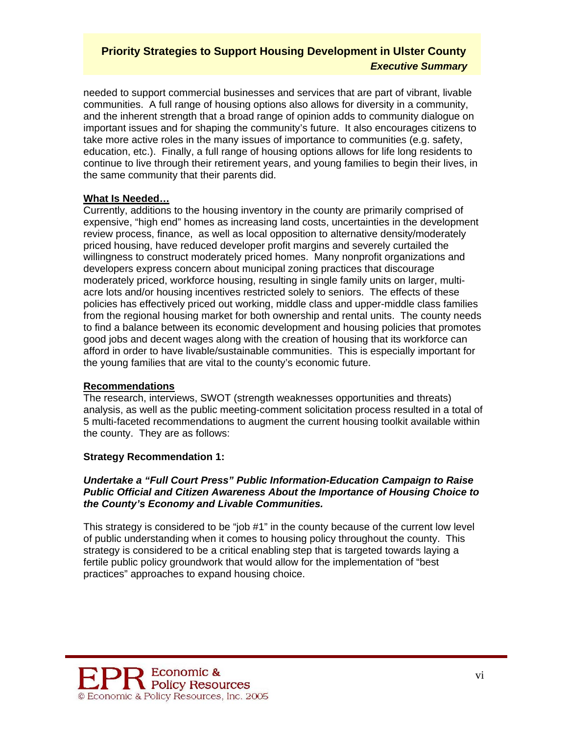needed to support commercial businesses and services that are part of vibrant, livable communities. A full range of housing options also allows for diversity in a community, and the inherent strength that a broad range of opinion adds to community dialogue on important issues and for shaping the community's future. It also encourages citizens to take more active roles in the many issues of importance to communities (e.g. safety, education, etc.). Finally, a full range of housing options allows for life long residents to continue to live through their retirement years, and young families to begin their lives, in the same community that their parents did.

**What Is Needed…**

Currently, additions to the housing inventory in the county are primarily comprised of expensive, "high end" homes as increasing land costs, uncertainties in the development review process, finance, as well as local opposition to alternative density/moderately priced housing, have reduced developer profit margins and severely curtailed the willingness to construct moderately priced homes. Many nonprofit organizations and developers express concern about municipal zoning practices that discourage moderately priced, workforce housing, resulting in single family units on larger, multi-acre lots and/or housing incentives restricted solely to seniors. The effects of these policies has effectively priced out working, middle class and upper-middle class families from the regional housing market for both ownership and rental units. The county needs to find a balance between its economic development and housing policies that promotes good jobs and decent wages along with the creation of housing that its workforce can afford in order to have livable/sustainable communities. This is especially important for the young families that are vital to the county's economic future.

**Recommendations**

The research, interviews, SWOT (strength weaknesses opportunities and threats) analysis, as well as the public meeting-comment solicitation process resulted in a total of 5 multi-faceted recommendations to augment the current housing toolkit available within the county. They are as follows:

**Strategy Recommendation 1:**

***Undertake a "Full Court Press" Public Information-Education Campaign to Raise Public Official and Citizen Awareness About the Importance of Housing Choice to the County's Economy and Livable Communities.***

This strategy is considered to be "job #1" in the county because of the current low level of public understanding when it comes to housing policy throughout the county. This strategy is considered to be a critical enabling step that is targeted towards laying a fertile public policy groundwork that would allow for the implementation of "best practices" approaches to expand housing choice.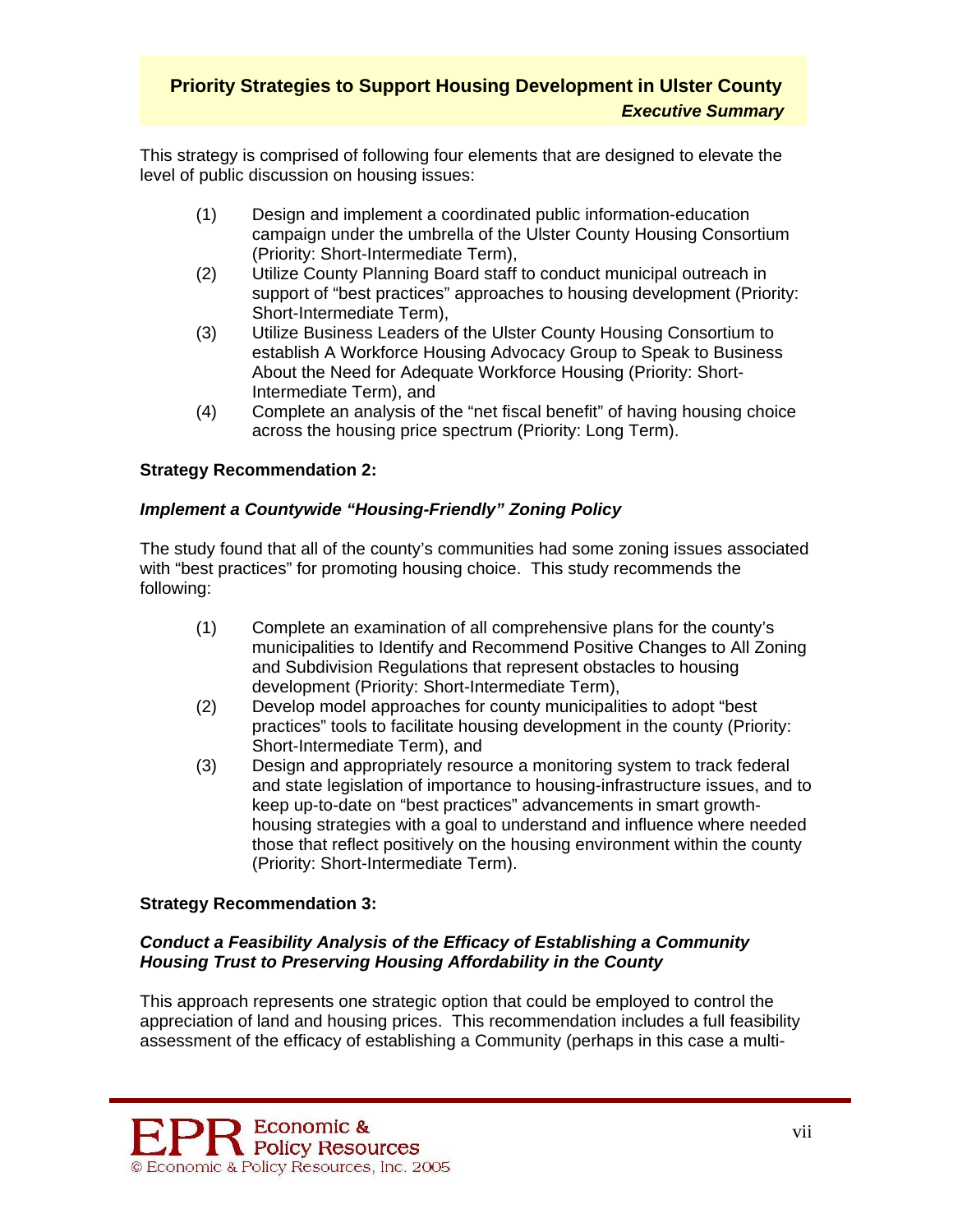This strategy is comprised of following four elements that are designed to elevate the level of public discussion on housing issues:

(1) Design and implement a coordinated public information-education campaign under the umbrella of the Ulster County Housing Consortium (Priority: Short-Intermediate Term),

(2) Utilize County Planning Board staff to conduct municipal outreach in support of "best practices" approaches to housing development (Priority: Short-Intermediate Term),

(3) Utilize Business Leaders of the Ulster County Housing Consortium to establish A Workforce Housing Advocacy Group to Speak to Business About the Need for Adequate Workforce Housing (Priority: Short-Intermediate Term), and

(4) Complete an analysis of the "net fiscal benefit" of having housing choice across the housing price spectrum (Priority: Long Term).

**Strategy Recommendation 2:**

***Implement a Countywide "Housing-Friendly" Zoning Policy***

The study found that all of the county's communities had some zoning issues associated with "best practices" for promoting housing choice. This study recommends the following:

(1) Complete an examination of all comprehensive plans for the county's municipalities to Identify and Recommend Positive Changes to All Zoning and Subdivision Regulations that represent obstacles to housing development (Priority: Short-Intermediate Term),

(2) Develop model approaches for county municipalities to adopt "best practices" tools to facilitate housing development in the county (Priority: Short-Intermediate Term), and

(3) Design and appropriately resource a monitoring system to track federal and state legislation of importance to housing-infrastructure issues, and to keep up-to-date on "best practices" advancements in smart growth-housing strategies with a goal to understand and influence where needed those that reflect positively on the housing environment within the county (Priority: Short-Intermediate Term).

**Strategy Recommendation 3:**

***Conduct a Feasibility Analysis of the Efficacy of Establishing a Community Housing Trust to Preserving Housing Affordability in the County***

This approach represents one strategic option that could be employed to control the appreciation of land and housing prices. This recommendation includes a full feasibility assessment of the efficacy of establishing a Community (perhaps in this case a multi-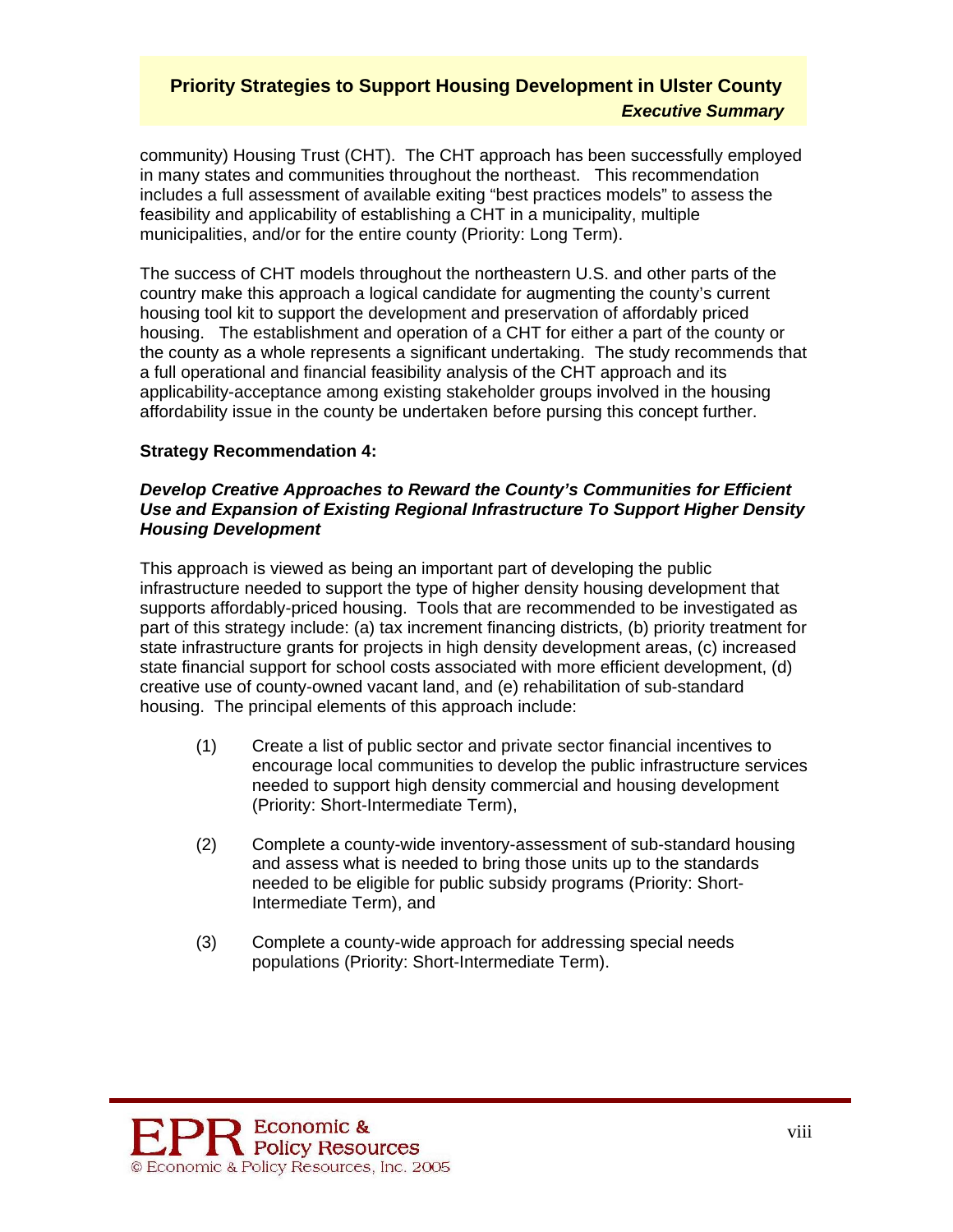community) Housing Trust (CHT). The CHT approach has been successfully employed in many states and communities throughout the northeast. This recommendation includes a full assessment of available exiting "best practices models" to assess the feasibility and applicability of establishing a CHT in a municipality, multiple municipalities, and/or for the entire county (Priority: Long Term).

The success of CHT models throughout the northeastern U.S. and other parts of the country make this approach a logical candidate for augmenting the county's current housing tool kit to support the development and preservation of affordably priced housing. The establishment and operation of a CHT for either a part of the county or the county as a whole represents a significant undertaking. The study recommends that a full operational and financial feasibility analysis of the CHT approach and its applicability-acceptance among existing stakeholder groups involved in the housing affordability issue in the county be undertaken before pursing this concept further.

**Strategy Recommendation 4:**

***Develop Creative Approaches to Reward the County's Communities for Efficient Use and Expansion of Existing Regional Infrastructure To Support Higher Density Housing Development***

This approach is viewed as being an important part of developing the public infrastructure needed to support the type of higher density housing development that supports affordably-priced housing. Tools that are recommended to be investigated as part of this strategy include: (a) tax increment financing districts, (b) priority treatment for state infrastructure grants for projects in high density development areas, (c) increased state financial support for school costs associated with more efficient development, (d) creative use of county-owned vacant land, and (e) rehabilitation of sub-standard housing. The principal elements of this approach include:

(1) Create a list of public sector and private sector financial incentives to encourage local communities to develop the public infrastructure services needed to support high density commercial and housing development (Priority: Short-Intermediate Term),

(2) Complete a county-wide inventory-assessment of sub-standard housing and assess what is needed to bring those units up to the standards needed to be eligible for public subsidy programs (Priority: Short-Intermediate Term), and

(3) Complete a county-wide approach for addressing special needs populations (Priority: Short-Intermediate Term).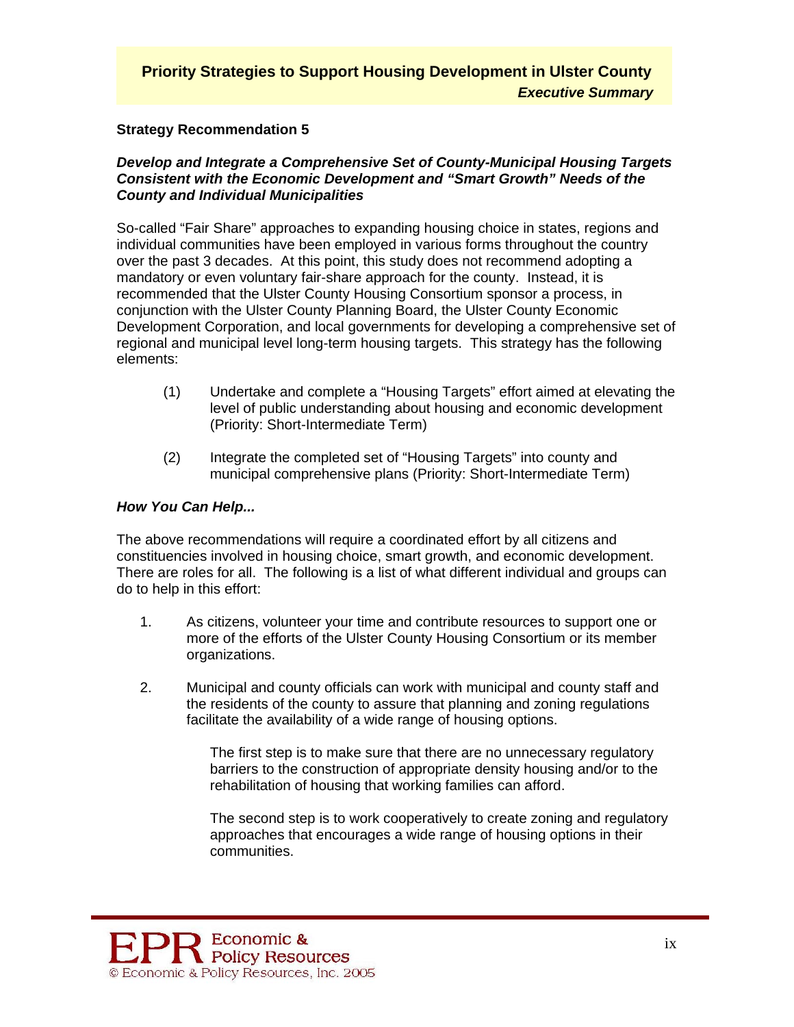**Strategy Recommendation 5**

***Develop and Integrate a Comprehensive Set of County-Municipal Housing Targets Consistent with the Economic Development and "Smart Growth" Needs of the County and Individual Municipalities***

So-called "Fair Share" approaches to expanding housing choice in states, regions and individual communities have been employed in various forms throughout the country over the past 3 decades. At this point, this study does not recommend adopting a mandatory or even voluntary fair-share approach for the county. Instead, it is recommended that the Ulster County Housing Consortium sponsor a process, in conjunction with the Ulster County Planning Board, the Ulster County Economic Development Corporation, and local governments for developing a comprehensive set of regional and municipal level long-term housing targets. This strategy has the following elements:

(1) Undertake and complete a "Housing Targets" effort aimed at elevating the level of public understanding about housing and economic development (Priority: Short-Intermediate Term)

(2) Integrate the completed set of "Housing Targets" into county and municipal comprehensive plans (Priority: Short-Intermediate Term)

***How You Can Help...***

The above recommendations will require a coordinated effort by all citizens and constituencies involved in housing choice, smart growth, and economic development. There are roles for all. The following is a list of what different individual and groups can do to help in this effort:

1. As citizens, volunteer your time and contribute resources to support one or more of the efforts of the Ulster County Housing Consortium or its member organizations.

2. Municipal and county officials can work with municipal and county staff and the residents of the county to assure that planning and zoning regulations facilitate the availability of a wide range of housing options.

   The first step is to make sure that there are no unnecessary regulatory barriers to the construction of appropriate density housing and/or to the rehabilitation of housing that working families can afford.

   The second step is to work cooperatively to create zoning and regulatory approaches that encourages a wide range of housing options in their communities.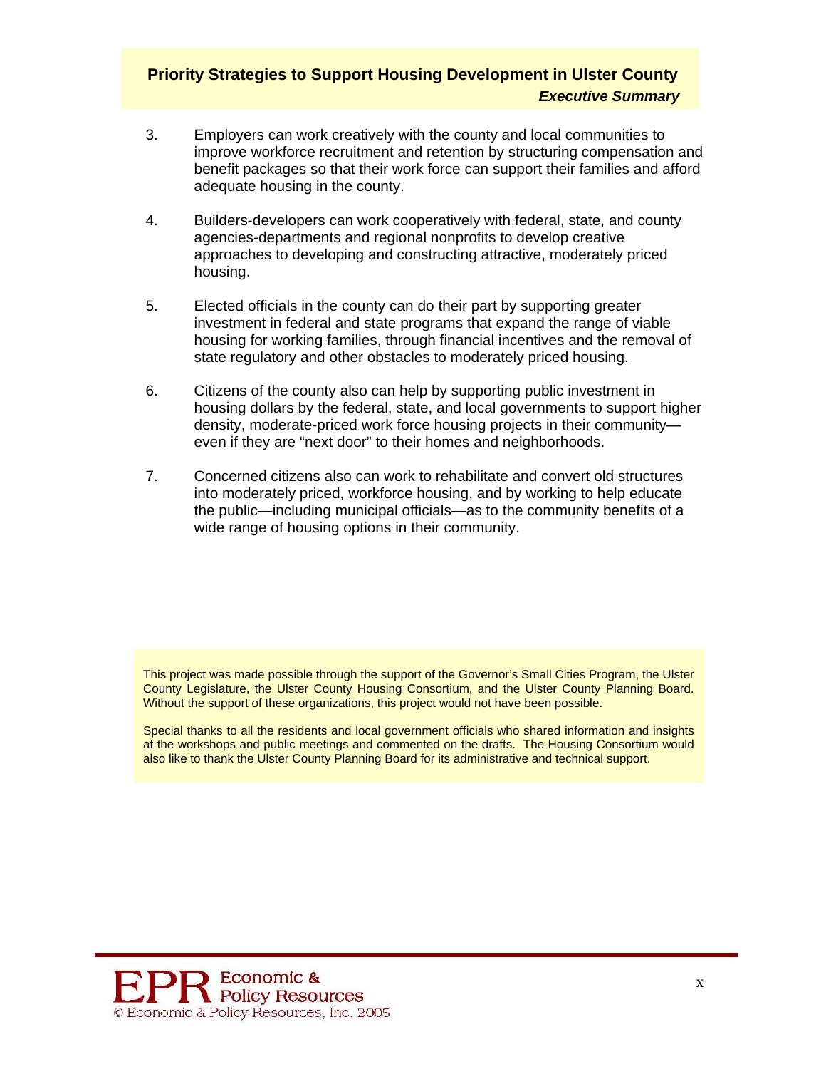3. Employers can work creatively with the county and local communities to improve workforce recruitment and retention by structuring compensation and benefit packages so that their work force can support their families and afford adequate housing in the county.

4. Builders-developers can work cooperatively with federal, state, and county agencies-departments and regional nonprofits to develop creative approaches to developing and constructing attractive, moderately priced housing.

5. Elected officials in the county can do their part by supporting greater investment in federal and state programs that expand the range of viable housing for working families, through financial incentives and the removal of state regulatory and other obstacles to moderately priced housing.

6. Citizens of the county also can help by supporting public investment in housing dollars by the federal, state, and local governments to support higher density, moderate-priced work force housing projects in their community—even if they are "next door" to their homes and neighborhoods.

7. Concerned citizens also can work to rehabilitate and convert old structures into moderately priced, workforce housing, and by working to help educate the public—including municipal officials—as to the community benefits of a wide range of housing options in their community.

This project was made possible through the support of the Governor's Small Cities Program, the Ulster County Legislature, the Ulster County Housing Consortium, and the Ulster County Planning Board. Without the support of these organizations, this project would not have been possible.

Special thanks to all the residents and local government officials who shared information and insights at the workshops and public meetings and commented on the drafts. The Housing Consortium would also like to thank the Ulster County Planning Board for its administrative and technical support.